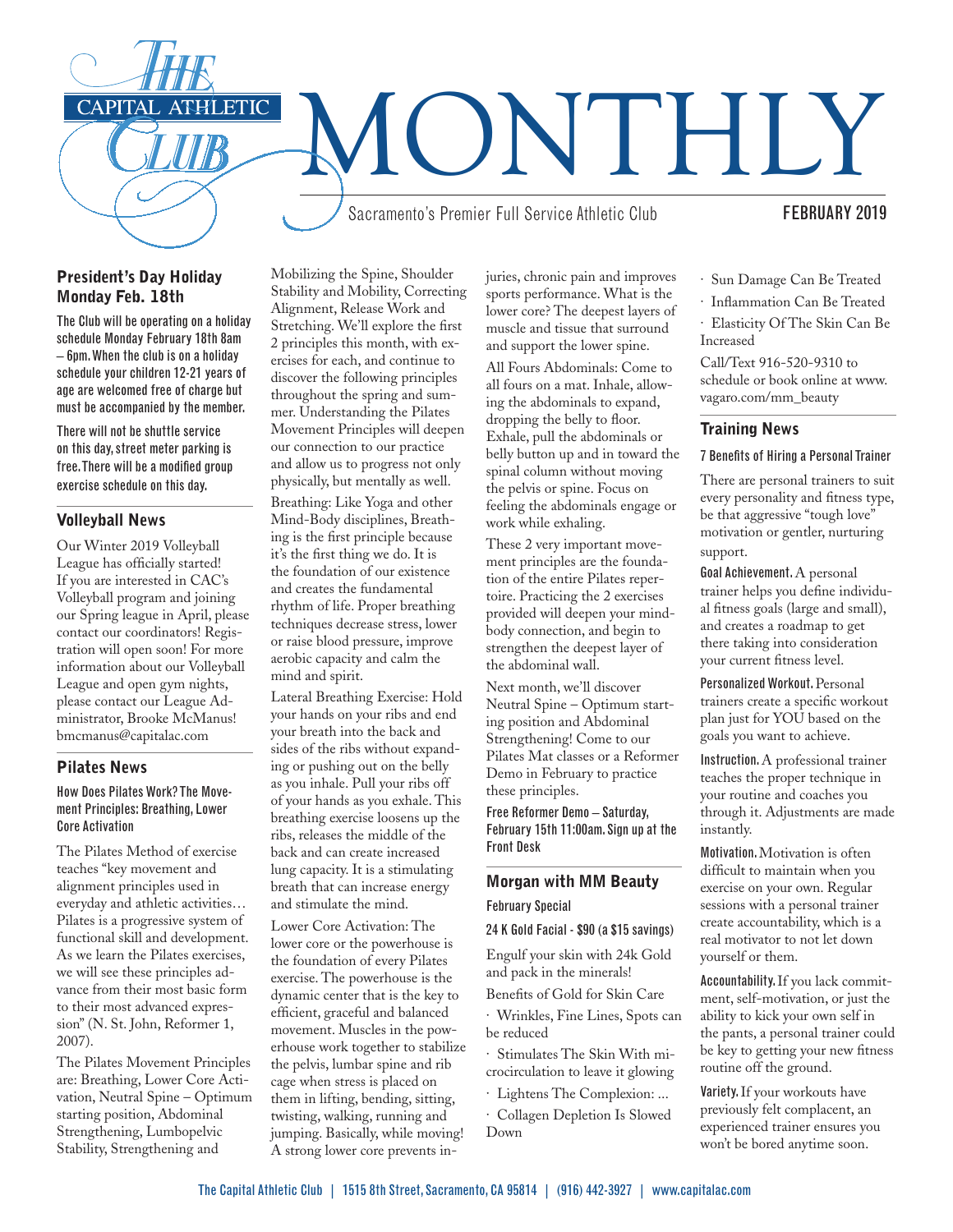# The Capital Athletic Club MONTHLY

Sacramento's Premier Full Service Athletic Club

FEBRUARY 2019

## President's Day Holiday Monday Feb. 18th

The Club will be operating on a holiday schedule Monday February 18th 8am – 6pm. When the club is on a holiday schedule your children 12-21 years of age are welcomed free of charge but must be accompanied by the member.

There will not be shuttle service on this day, street meter parking is free. There will be a modified group exercise schedule on this day.

## Volleyball News

Our Winter 2019 Volleyball League has officially started! If you are interested in CAC's Volleyball program and joining our Spring league in April, please contact our coordinators! Registration will open soon! For more information about our Volleyball League and open gym nights, please contact our League Administrator, Brooke McManus! bmcmanus@capitalac.com

## Pilates News

### How Does Pilates Work? The Movement Principles: Breathing, Lower Core Activation

The Pilates Method of exercise teaches "key movement and alignment principles used in everyday and athletic activities… Pilates is a progressive system of functional skill and development. As we learn the Pilates exercises, we will see these principles advance from their most basic form to their most advanced expression" (N. St. John, Reformer 1, 2007).

The Pilates Movement Principles are: Breathing, Lower Core Activation, Neutral Spine – Optimum starting position, Abdominal Strengthening, Lumbopelvic Stability, Strengthening and Mobilizing the Spine, Shoulder Stability and Mobility, Correcting Alignment, Release Work and Stretching. We'll explore the first 2 principles this month, with exercises for each, and continue to discover the following principles throughout the spring and summer. Understanding the Pilates Movement Principles will deepen our connection to our practice and allow us to progress not only physically, but mentally as well.

Breathing: Like Yoga and other Mind-Body disciplines, Breathing is the first principle because it's the first thing we do. It is the foundation of our existence and creates the fundamental rhythm of life. Proper breathing techniques decrease stress, lower or raise blood pressure, improve aerobic capacity and calm the mind and spirit.

Lateral Breathing Exercise: Hold your hands on your ribs and end your breath into the back and sides of the ribs without expanding or pushing out on the belly as you inhale. Pull your ribs off of your hands as you exhale. This breathing exercise loosens up the ribs, releases the middle of the back and can create increased lung capacity. It is a stimulating breath that can increase energy and stimulate the mind.

Lower Core Activation: The lower core or the powerhouse is the foundation of every Pilates exercise. The powerhouse is the dynamic center that is the key to efficient, graceful and balanced movement. Muscles in the powerhouse work together to stabilize the pelvis, lumbar spine and rib cage when stress is placed on them in lifting, bending, sitting, twisting, walking, running and jumping. Basically, while moving! A strong lower core prevents injuries, chronic pain and improves sports performance. What is the lower core? The deepest layers of muscle and tissue that surround and support the lower spine.

All Fours Abdominals: Come to all fours on a mat. Inhale, allowing the abdominals to expand, dropping the belly to floor. Exhale, pull the abdominals or belly button up and in toward the spinal column without moving the pelvis or spine. Focus on feeling the abdominals engage or work while exhaling.

These 2 very important movement principles are the foundation of the entire Pilates repertoire. Practicing the 2 exercises provided will deepen your mind-body connection, and begin to strengthen the deepest layer of the abdominal wall.

Next month, we'll discover Neutral Spine – Optimum starting position and Abdominal Strengthening! Come to our Pilates Mat classes or a Reformer Demo in February to practice these principles.

**Free Reformer Demo – Saturday, February 15th 11:00am. Sign up at the Front Desk**

## Morgan with MM Beauty

**February Special**

**24 K Gold Facial - $90 (a $15 savings)**

Engulf your skin with 24k Gold and pack in the minerals!

Benefits of Gold for Skin Care

· Wrinkles, Fine Lines, Spots can be reduced

· Stimulates The Skin With microcirculation to leave it glowing

· Lightens The Complexion: ...

· Collagen Depletion Is Slowed Down

· Sun Damage Can Be Treated

· Inflammation Can Be Treated

· Elasticity Of The Skin Can Be Increased

Call/Text 916-520-9310 to schedule or book online at www.vagaro.com/mm_beauty

## Training News

### 7 Benefits of Hiring a Personal Trainer

There are personal trainers to suit every personality and fitness type, be that aggressive "tough love" motivation or gentler, nurturing support.

**Goal Achievement.** A personal trainer helps you define individual fitness goals (large and small), and creates a roadmap to get there taking into consideration your current fitness level.

**Personalized Workout.** Personal trainers create a specific workout plan just for YOU based on the goals you want to achieve.

**Instruction.** A professional trainer teaches the proper technique in your routine and coaches you through it. Adjustments are made instantly.

**Motivation.** Motivation is often difficult to maintain when you exercise on your own. Regular sessions with a personal trainer create accountability, which is a real motivator to not let down yourself or them.

**Accountability.** If you lack commitment, self-motivation, or just the ability to kick your own self in the pants, a personal trainer could be key to getting your new fitness routine off the ground.

**Variety.** If your workouts have previously felt complacent, an experienced trainer ensures you won't be bored anytime soon.

The Capital Athletic Club | 1515 8th Street, Sacramento, CA 95814 | (916) 442-3927 | www.capitalac.com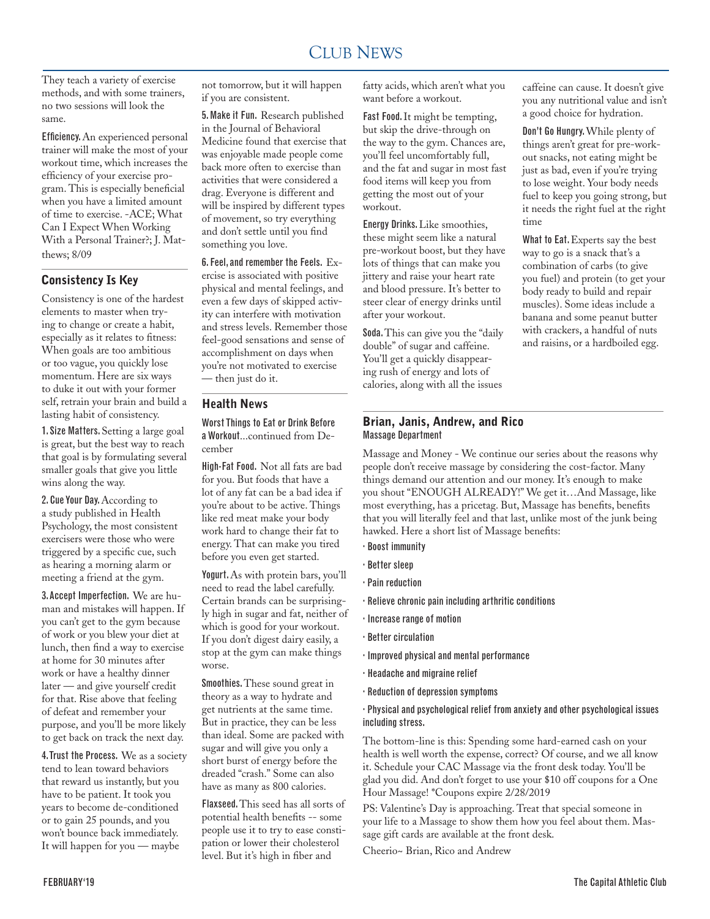They teach a variety of exercise methods, and with some trainers, no two sessions will look the same.

**Efficiency.** An experienced personal trainer will make the most of your workout time, which increases the efficiency of your exercise program. This is especially beneficial when you have a limited amount of time to exercise. -ACE; What Can I Expect When Working With a Personal Trainer?; J. Matthews; 8/09

## Consistency Is Key

Consistency is one of the hardest elements to master when trying to change or create a habit, especially as it relates to fitness: When goals are too ambitious or too vague, you quickly lose momentum. Here are six ways to duke it out with your former self, retrain your brain and build a lasting habit of consistency.

**1. Size Matters.** Setting a large goal is great, but the best way to reach that goal is by formulating several smaller goals that give you little wins along the way.

**2. Cue Your Day.** According to a study published in Health Psychology, the most consistent exercisers were those who were triggered by a specific cue, such as hearing a morning alarm or meeting a friend at the gym.

**3. Accept Imperfection.** We are human and mistakes will happen. If you can't get to the gym because of work or you blew your diet at lunch, then find a way to exercise at home for 30 minutes after work or have a healthy dinner later — and give yourself credit for that. Rise above that feeling of defeat and remember your purpose, and you'll be more likely to get back on track the next day.

**4. Trust the Process.** We as a society tend to lean toward behaviors that reward us instantly, but you have to be patient. It took you years to become de-conditioned or to gain 25 pounds, and you won't bounce back immediately. It will happen for you — maybe not tomorrow, but it will happen if you are consistent.

**5. Make it Fun.** Research published in the Journal of Behavioral Medicine found that exercise that was enjoyable made people come back more often to exercise than activities that were considered a drag. Everyone is different and will be inspired by different types of movement, so try everything and don't settle until you find something you love.

**6. Feel, and remember the Feels.** Exercise is associated with positive physical and mental feelings, and even a few days of skipped activity can interfere with motivation and stress levels. Remember those feel-good sensations and sense of accomplishment on days when you're not motivated to exercise — then just do it.

## Health News

**Worst Things to Eat or Drink Before a Workout**...continued from December

**High-Fat Food.** Not all fats are bad for you. But foods that have a lot of any fat can be a bad idea if you're about to be active. Things like red meat make your body work hard to change their fat to energy. That can make you tired before you even get started.

**Yogurt.** As with protein bars, you'll need to read the label carefully. Certain brands can be surprisingly high in sugar and fat, neither of which is good for your workout. If you don't digest dairy easily, a stop at the gym can make things worse.

**Smoothies.** These sound great in theory as a way to hydrate and get nutrients at the same time. But in practice, they can be less than ideal. Some are packed with sugar and will give you only a short burst of energy before the dreaded "crash." Some can also have as many as 800 calories.

**Flaxseed.** This seed has all sorts of potential health benefits -- some people use it to try to ease constipation or lower their cholesterol level. But it's high in fiber and fatty acids, which aren't what you want before a workout.

**Fast Food.** It might be tempting, but skip the drive-through on the way to the gym. Chances are, you'll feel uncomfortably full, and the fat and sugar in most fast food items will keep you from getting the most out of your workout.

**Energy Drinks.** Like smoothies, these might seem like a natural pre-workout boost, but they have lots of things that can make you jittery and raise your heart rate and blood pressure. It's better to steer clear of energy drinks until after your workout.

**Soda.** This can give you the "daily double" of sugar and caffeine. You'll get a quickly disappearing rush of energy and lots of calories, along with all the issues caffeine can cause. It doesn't give you any nutritional value and isn't a good choice for hydration.

**Don't Go Hungry.** While plenty of things aren't great for pre-workout snacks, not eating might be just as bad, even if you're trying to lose weight. Your body needs fuel to keep you going strong, but it needs the right fuel at the right time

**What to Eat.** Experts say the best way to go is a snack that's a combination of carbs (to give you fuel) and protein (to get your body ready to build and repair muscles). Some ideas include a banana and some peanut butter with crackers, a handful of nuts and raisins, or a hardboiled egg.

## Brian, Janis, Andrew, and Rico

**Massage Department**

Massage and Money - We continue our series about the reasons why people don't receive massage by considering the cost-factor. Many things demand our attention and our money. It's enough to make you shout "ENOUGH ALREADY!" We get it…And Massage, like most everything, has a pricetag. But, Massage has benefits, benefits that you will literally feel and that last, unlike most of the junk being hawked. Here a short list of Massage benefits:

- Boost immunity
- Better sleep
- Pain reduction
- Relieve chronic pain including arthritic conditions
- Increase range of motion
- Better circulation
- Improved physical and mental performance
- Headache and migraine relief
- Reduction of depression symptoms
- Physical and psychological relief from anxiety and other psychological issues including stress.

The bottom-line is this: Spending some hard-earned cash on your health is well worth the expense, correct? Of course, and we all know it. Schedule your CAC Massage via the front desk today. You'll be glad you did. And don't forget to use your $10 off coupons for a One Hour Massage! *Coupons expire 2/28/2019

PS: Valentine's Day is approaching. Treat that special someone in your life to a Massage to show them how you feel about them. Massage gift cards are available at the front desk.

Cheerio~ Brian, Rico and Andrew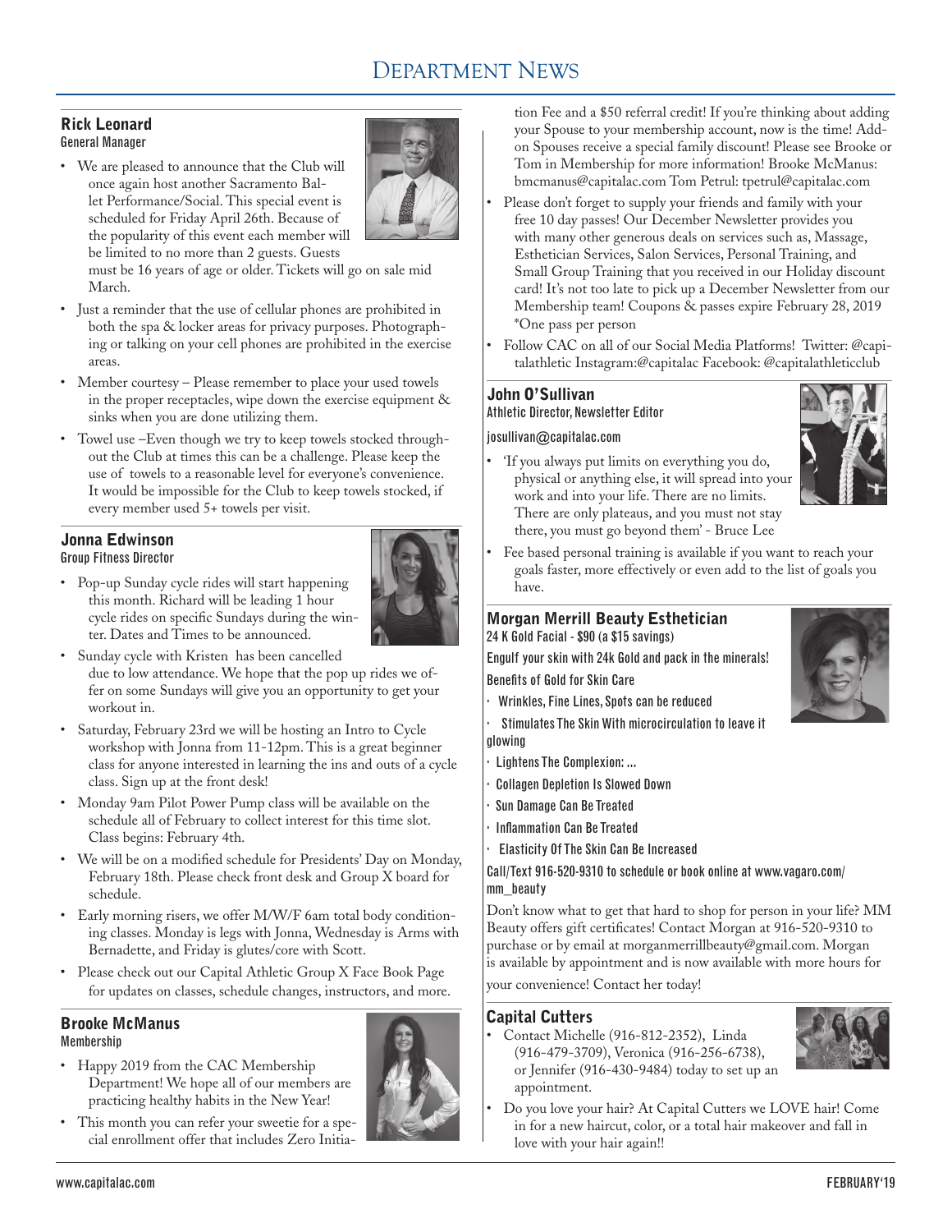# Department News

## Rick Leonard
### General Manager

- We are pleased to announce that the Club will once again host another Sacramento Ballet Performance/Social. This special event is scheduled for Friday April 26th. Because of the popularity of this event each member will be limited to no more than 2 guests. Guests must be 16 years of age or older. Tickets will go on sale mid March.
- Just a reminder that the use of cellular phones are prohibited in both the spa & locker areas for privacy purposes. Photographing or talking on your cell phones are prohibited in the exercise areas.
- Member courtesy – Please remember to place your used towels in the proper receptacles, wipe down the exercise equipment & sinks when you are done utilizing them.
- Towel use –Even though we try to keep towels stocked throughout the Club at times this can be a challenge. Please keep the use of towels to a reasonable level for everyone's convenience. It would be impossible for the Club to keep towels stocked, if every member used 5+ towels per visit.

## Jonna Edwinson
### Group Fitness Director

- Pop-up Sunday cycle rides will start happening this month. Richard will be leading 1 hour cycle rides on specific Sundays during the winter. Dates and Times to be announced.
- Sunday cycle with Kristen has been cancelled due to low attendance. We hope that the pop up rides we offer on some Sundays will give you an opportunity to get your workout in.
- Saturday, February 23rd we will be hosting an Intro to Cycle workshop with Jonna from 11-12pm. This is a great beginner class for anyone interested in learning the ins and outs of a cycle class. Sign up at the front desk!
- Monday 9am Pilot Power Pump class will be available on the schedule all of February to collect interest for this time slot. Class begins: February 4th.
- We will be on a modified schedule for Presidents' Day on Monday, February 18th. Please check front desk and Group X board for schedule.
- Early morning risers, we offer M/W/F 6am total body conditioning classes. Monday is legs with Jonna, Wednesday is Arms with Bernadette, and Friday is glutes/core with Scott.
- Please check out our Capital Athletic Group X Face Book Page for updates on classes, schedule changes, instructors, and more.

## Brooke McManus
### Membership

- Happy 2019 from the CAC Membership Department! We hope all of our members are practicing healthy habits in the New Year!
- This month you can refer your sweetie for a special enrollment offer that includes Zero Initiation Fee and a $50 referral credit! If you're thinking about adding your Spouse to your membership account, now is the time! Add-on Spouses receive a special family discount! Please see Brooke or Tom in Membership for more information! Brooke McManus: bmcmanus@capitalac.com Tom Petrul: tpetrul@capitalac.com
- Please don't forget to supply your friends and family with your free 10 day passes! Our December Newsletter provides you with many other generous deals on services such as, Massage, Esthetician Services, Salon Services, Personal Training, and Small Group Training that you received in our Holiday discount card! It's not too late to pick up a December Newsletter from our Membership team! Coupons & passes expire February 28, 2019 *One pass per person
- Follow CAC on all of our Social Media Platforms! Twitter: @capitalathletic Instagram:@capitalac Facebook: @capitalathleticclub

## John O'Sullivan
### Athletic Director, Newsletter Editor

josullivan@capitalac.com

- 'If you always put limits on everything you do, physical or anything else, it will spread into your work and into your life. There are no limits. There are only plateaus, and you must not stay there, you must go beyond them' - Bruce Lee
- Fee based personal training is available if you want to reach your goals faster, more effectively or even add to the list of goals you have.

## Morgan Merrill Beauty Esthetician

24 K Gold Facial - $90 (a $15 savings)

Engulf your skin with 24k Gold and pack in the minerals!

Benefits of Gold for Skin Care

- Wrinkles, Fine Lines, Spots can be reduced
- Stimulates The Skin With microcirculation to leave it glowing
- Lightens The Complexion: ...
- Collagen Depletion Is Slowed Down
- Sun Damage Can Be Treated
- Inflammation Can Be Treated
- Elasticity Of The Skin Can Be Increased

Call/Text 916-520-9310 to schedule or book online at www.vagaro.com/mm_beauty

Don't know what to get that hard to shop for person in your life? MM Beauty offers gift certificates! Contact Morgan at 916-520-9310 to purchase or by email at morganmerrillbeauty@gmail.com. Morgan is available by appointment and is now available with more hours for your convenience! Contact her today!

## Capital Cutters

- Contact Michelle (916-812-2352), Linda (916-479-3709), Veronica (916-256-6738), or Jennifer (916-430-9484) today to set up an appointment.
- Do you love your hair? At Capital Cutters we LOVE hair! Come in for a new haircut, color, or a total hair makeover and fall in love with your hair again!!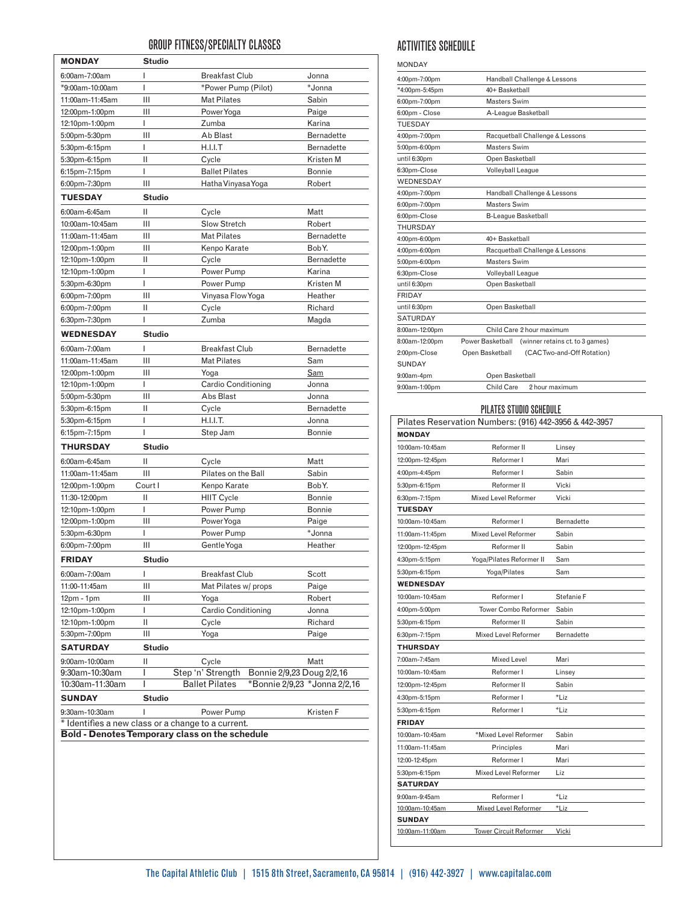## GROUP FITNESS/SPECIALTY CLASSES

| **MONDAY** | **Studio** | | |
|---|---|---|---|
| 6:00am-7:00am | I | Breakfast Club | Jonna |
| *9:00am-10:00am | I | *Power Pump (Pilot) | *Jonna |
| 11:00am-11:45am | III | Mat Pilates | Sabin |
| 12:00pm-1:00pm | III | Power Yoga | Paige |
| 12:10pm-1:00pm | I | Zumba | Karina |
| 5:00pm-5:30pm | III | Ab Blast | Bernadette |
| 5:30pm-6:15pm | I | H.I.I.T | Bernadette |
| 5:30pm-6:15pm | II | Cycle | Kristen M |
| 6:15pm-7:15pm | I | Ballet Pilates | Bonnie |
| 6:00pm-7:30pm | III | Hatha Vinyasa Yoga | Robert |
| **TUESDAY** | **Studio** | | |
| 6:00am-6:45am | II | Cycle | Matt |
| 10:00am-10:45am | III | Slow Stretch | Robert |
| 11:00am-11:45am | III | Mat Pilates | Bernadette |
| 12:00pm-1:00pm | III | Kenpo Karate | Bob Y. |
| 12:10pm-1:00pm | II | Cycle | Bernadette |
| 12:10pm-1:00pm | I | Power Pump | Karina |
| 5:30pm-6:30pm | I | Power Pump | Kristen M |
| 6:00pm-7:00pm | III | Vinyasa Flow Yoga | Heather |
| 6:00pm-7:00pm | II | Cycle | Richard |
| 6:30pm-7:30pm | I | Zumba | Magda |
| **WEDNESDAY** | **Studio** | | |
| 6:00am-7:00am | I | Breakfast Club | Bernadette |
| 11:00am-11:45am | III | Mat Pilates | Sam |
| 12:00pm-1:00pm | III | Yoga | Sam |
| 12:10pm-1:00pm | I | Cardio Conditioning | Jonna |
| 5:00pm-5:30pm | III | Abs Blast | Jonna |
| 5:30pm-6:15pm | II | Cycle | Bernadette |
| 5:30pm-6:15pm | I | H.I.I.T. | Jonna |
| 6:15pm-7:15pm | I | Step Jam | Bonnie |
| **THURSDAY** | **Studio** | | |
| 6:00am-6:45am | II | Cycle | Matt |
| 11:00am-11:45am | III | Pilates on the Ball | Sabin |
| 12:00pm-1:00pm | Court I | Kenpo Karate | Bob Y. |
| 11:30-12:00pm | II | HIIT Cycle | Bonnie |
| 12:10pm-1:00pm | I | Power Pump | Bonnie |
| 12:00pm-1:00pm | III | Power Yoga | Paige |
| 5:30pm-6:30pm | I | Power Pump | *Jonna |
| 6:00pm-7:00pm | III | Gentle Yoga | Heather |
| **FRIDAY** | **Studio** | | |
| 6:00am-7:00am | I | Breakfast Club | Scott |
| 11:00-11:45am | III | Mat Pilates w/ props | Paige |
| 12pm - 1pm | III | Yoga | Robert |
| 12:10pm-1:00pm | I | Cardio Conditioning | Jonna |
| 12:10pm-1:00pm | II | Cycle | Richard |
| 5:30pm-7:00pm | III | Yoga | Paige |
| **SATURDAY** | **Studio** | | |
| 9:00am-10:00am | II | Cycle | Matt |
| 9:30am-10:30am | I | Step 'n' Strength | Bonnie 2/9,23 Doug 2/2,16 |
| 10:30am-11:30am | I | Ballet Pilates | *Bonnie 2/9,23 *Jonna 2/2,16 |
| **SUNDAY** | **Studio** | | |
| 9:30am-10:30am | I | Power Pump | Kristen F |

* Identifies a new class or a change to a current.

**Bold - Denotes Temporary class on the schedule**

## ACTIVITIES SCHEDULE

| | |
|---|---|
| MONDAY | |
| 4:00pm-7:00pm | Handball Challenge & Lessons |
| *4:00pm-5:45pm | 40+ Basketball |
| 6:00pm-7:00pm | Masters Swim |
| 6:00pm - Close | A-League Basketball |
| TUESDAY | |
| 4:00pm-7:00pm | Racquetball Challenge & Lessons |
| 5:00pm-6:00pm | Masters Swim |
| until 6:30pm | Open Basketball |
| 6:30pm-Close | Volleyball League |
| WEDNESDAY | |
| 4:00pm-7:00pm | Handball Challenge & Lessons |
| 6:00pm-7:00pm | Masters Swim |
| 6:00pm-Close | B-League Basketball |
| THURSDAY | |
| 4:00pm-6:00pm | 40+ Basketball |
| 4:00pm-6:00pm | Racquetball Challenge & Lessons |
| 5:00pm-6:00pm | Masters Swim |
| 6:30pm-Close | Volleyball League |
| until 6:30pm | Open Basketball |
| FRIDAY | |
| until 6:30pm | Open Basketball |
| SATURDAY | |
| 8:00am-12:00pm | Child Care 2 hour maximum |
| 8:00am-12:00pm | Power Basketball (winner retains ct. to 3 games) |
| 2:00pm-Close | Open Basketball (CAC Two-and-Off Rotation) |
| SUNDAY | |
| 9:00am-4pm | Open Basketball |
| 9:00am-1:00pm | Child Care 2 hour maximum |

## PILATES STUDIO SCHEDULE

Pilates Reservation Numbers: (916) 442-3956 & 442-3957

| **MONDAY** | | |
|---|---|---|
| 10:00am-10:45am | Reformer II | Linsey |
| 12:00pm-12:45pm | Reformer I | Mari |
| 4:00pm-4:45pm | Reformer I | Sabin |
| 5:30pm-6:15pm | Reformer II | Vicki |
| 6:30pm-7:15pm | Mixed Level Reformer | Vicki |
| **TUESDAY** | | |
| 10:00am-10:45am | Reformer I | Bernadette |
| 11:00am-11:45pm | Mixed Level Reformer | Sabin |
| 12:00pm-12:45pm | Reformer II | Sabin |
| 4:30pm-5:15pm | Yoga/Pilates Reformer II | Sam |
| 5:30pm-6:15pm | Yoga/Pilates | Sam |
| **WEDNESDAY** | | |
| 10:00am-10:45am | Reformer I | Stefanie F |
| 4:00pm-5:00pm | Tower Combo Reformer | Sabin |
| 5:30pm-6:15pm | Reformer II | Sabin |
| 6:30pm-7:15pm | Mixed Level Reformer | Bernadette |
| **THURSDAY** | | |
| 7:00am-7:45am | Mixed Level | Mari |
| 10:00am-10:45am | Reformer I | Linsey |
| 12:00pm-12:45pm | Reformer II | Sabin |
| 4:30pm-5:15pm | Reformer I | *Liz |
| 5:30pm-6:15pm | Reformer I | *Liz |
| **FRIDAY** | | |
| 10:00am-10:45am | *Mixed Level Reformer | Sabin |
| 11:00am-11:45am | Principles | Mari |
| 12:00-12:45pm | Reformer I | Mari |
| 5:30pm-6:15pm | Mixed Level Reformer | Liz |
| **SATURDAY** | | |
| 9:00am-9:45am | Reformer I | *Liz |
| 10:00am-10:45am | Mixed Level Reformer | *Liz |
| **SUNDAY** | | |
| 10:00am-11:00am | Tower Circuit Reformer | Vicki |

The Capital Athletic Club | 1515 8th Street, Sacramento, CA 95814 | (916) 442-3927 | www.capitalac.com